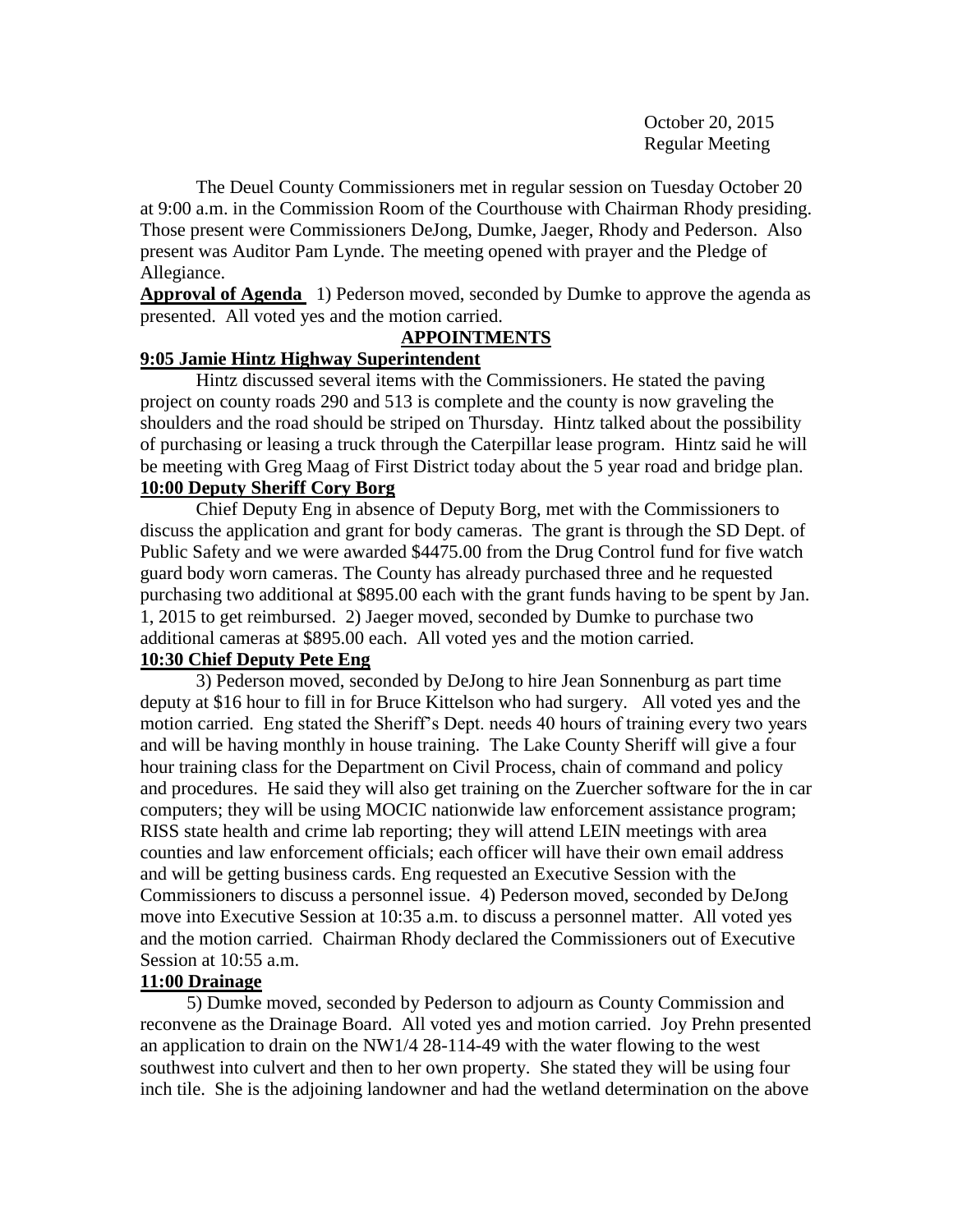October 20, 2015
Regular Meeting

The Deuel County Commissioners met in regular session on Tuesday October 20 at 9:00 a.m. in the Commission Room of the Courthouse with Chairman Rhody presiding. Those present were Commissioners DeJong, Dumke, Jaeger, Rhody and Pederson. Also present was Auditor Pam Lynde. The meeting opened with prayer and the Pledge of Allegiance.

**Approval of Agenda** 1) Pederson moved, seconded by Dumke to approve the agenda as presented. All voted yes and the motion carried.

**APPOINTMENTS**

**9:05 Jamie Hintz Highway Superintendent**

Hintz discussed several items with the Commissioners. He stated the paving project on county roads 290 and 513 is complete and the county is now graveling the shoulders and the road should be striped on Thursday. Hintz talked about the possibility of purchasing or leasing a truck through the Caterpillar lease program. Hintz said he will be meeting with Greg Maag of First District today about the 5 year road and bridge plan.

**10:00 Deputy Sheriff Cory Borg**

Chief Deputy Eng in absence of Deputy Borg, met with the Commissioners to discuss the application and grant for body cameras. The grant is through the SD Dept. of Public Safety and we were awarded $4475.00 from the Drug Control fund for five watch guard body worn cameras. The County has already purchased three and he requested purchasing two additional at $895.00 each with the grant funds having to be spent by Jan. 1, 2015 to get reimbursed. 2) Jaeger moved, seconded by Dumke to purchase two additional cameras at $895.00 each. All voted yes and the motion carried.

**10:30 Chief Deputy Pete Eng**

3) Pederson moved, seconded by DeJong to hire Jean Sonnenburg as part time deputy at $16 hour to fill in for Bruce Kittelson who had surgery. All voted yes and the motion carried. Eng stated the Sheriff's Dept. needs 40 hours of training every two years and will be having monthly in house training. The Lake County Sheriff will give a four hour training class for the Department on Civil Process, chain of command and policy and procedures. He said they will also get training on the Zuercher software for the in car computers; they will be using MOCIC nationwide law enforcement assistance program; RISS state health and crime lab reporting; they will attend LEIN meetings with area counties and law enforcement officials; each officer will have their own email address and will be getting business cards. Eng requested an Executive Session with the Commissioners to discuss a personnel issue. 4) Pederson moved, seconded by DeJong move into Executive Session at 10:35 a.m. to discuss a personnel matter. All voted yes and the motion carried. Chairman Rhody declared the Commissioners out of Executive Session at 10:55 a.m.

**11:00 Drainage**

5) Dumke moved, seconded by Pederson to adjourn as County Commission and reconvene as the Drainage Board. All voted yes and motion carried. Joy Prehn presented an application to drain on the NW1/4 28-114-49 with the water flowing to the west southwest into culvert and then to her own property. She stated they will be using four inch tile. She is the adjoining landowner and had the wetland determination on the above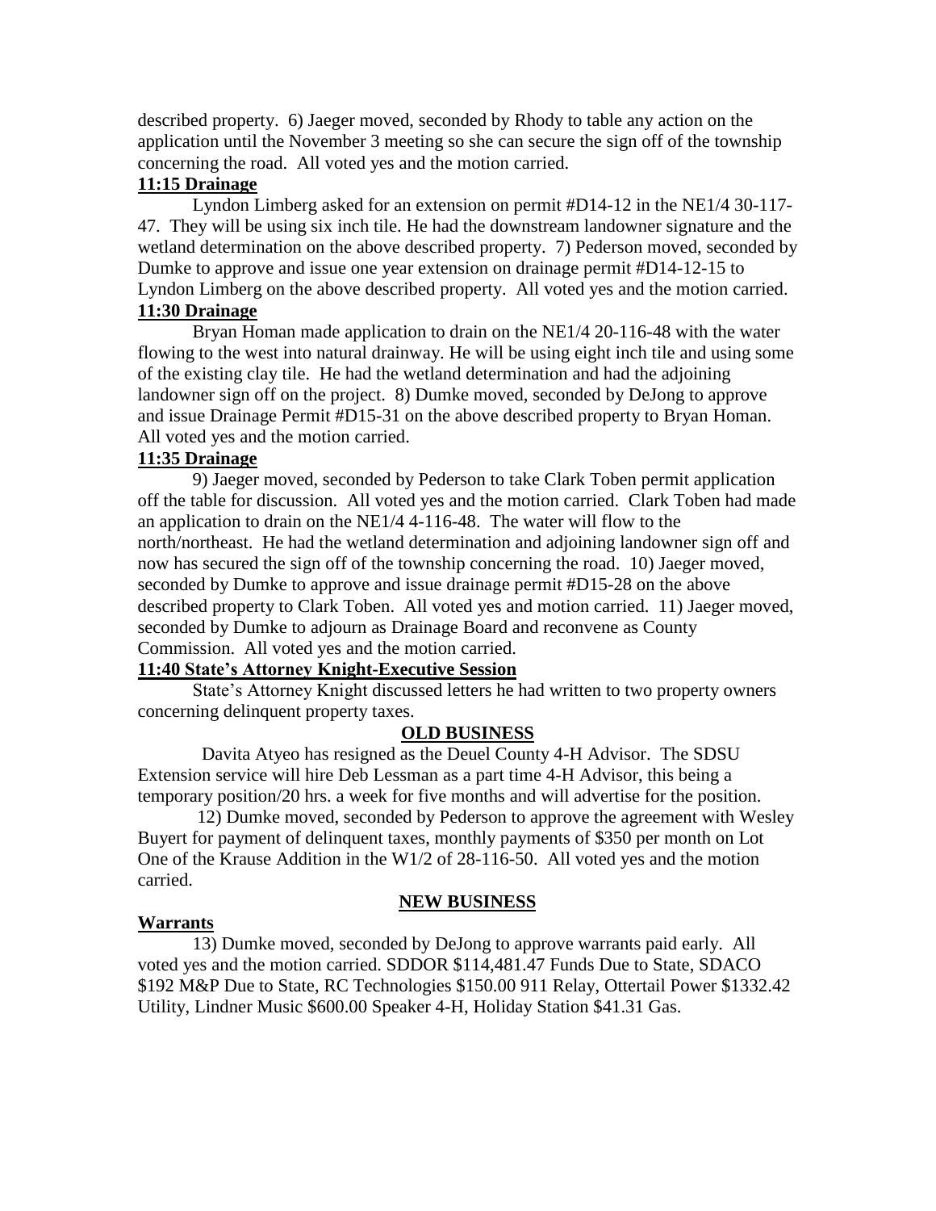described property. 6) Jaeger moved, seconded by Rhody to table any action on the application until the November 3 meeting so she can secure the sign off of the township concerning the road. All voted yes and the motion carried.

**11:15 Drainage**

Lyndon Limberg asked for an extension on permit #D14-12 in the NE1/4 30-117-47. They will be using six inch tile. He had the downstream landowner signature and the wetland determination on the above described property. 7) Pederson moved, seconded by Dumke to approve and issue one year extension on drainage permit #D14-12-15 to Lyndon Limberg on the above described property. All voted yes and the motion carried.

**11:30 Drainage**

Bryan Homan made application to drain on the NE1/4 20-116-48 with the water flowing to the west into natural drainway. He will be using eight inch tile and using some of the existing clay tile. He had the wetland determination and had the adjoining landowner sign off on the project. 8) Dumke moved, seconded by DeJong to approve and issue Drainage Permit #D15-31 on the above described property to Bryan Homan. All voted yes and the motion carried.

**11:35 Drainage**

9) Jaeger moved, seconded by Pederson to take Clark Toben permit application off the table for discussion. All voted yes and the motion carried. Clark Toben had made an application to drain on the NE1/4 4-116-48. The water will flow to the north/northeast. He had the wetland determination and adjoining landowner sign off and now has secured the sign off of the township concerning the road. 10) Jaeger moved, seconded by Dumke to approve and issue drainage permit #D15-28 on the above described property to Clark Toben. All voted yes and motion carried. 11) Jaeger moved, seconded by Dumke to adjourn as Drainage Board and reconvene as County Commission. All voted yes and the motion carried.

**11:40 State's Attorney Knight-Executive Session**

State's Attorney Knight discussed letters he had written to two property owners concerning delinquent property taxes.

**OLD BUSINESS**

Davita Atyeo has resigned as the Deuel County 4-H Advisor. The SDSU Extension service will hire Deb Lessman as a part time 4-H Advisor, this being a temporary position/20 hrs. a week for five months and will advertise for the position.

12) Dumke moved, seconded by Pederson to approve the agreement with Wesley Buyert for payment of delinquent taxes, monthly payments of $350 per month on Lot One of the Krause Addition in the W1/2 of 28-116-50. All voted yes and the motion carried.

**NEW BUSINESS**

**Warrants**

13) Dumke moved, seconded by DeJong to approve warrants paid early. All voted yes and the motion carried. SDDOR $114,481.47 Funds Due to State, SDACO $192 M&P Due to State, RC Technologies $150.00 911 Relay, Ottertail Power $1332.42 Utility, Lindner Music $600.00 Speaker 4-H, Holiday Station $41.31 Gas.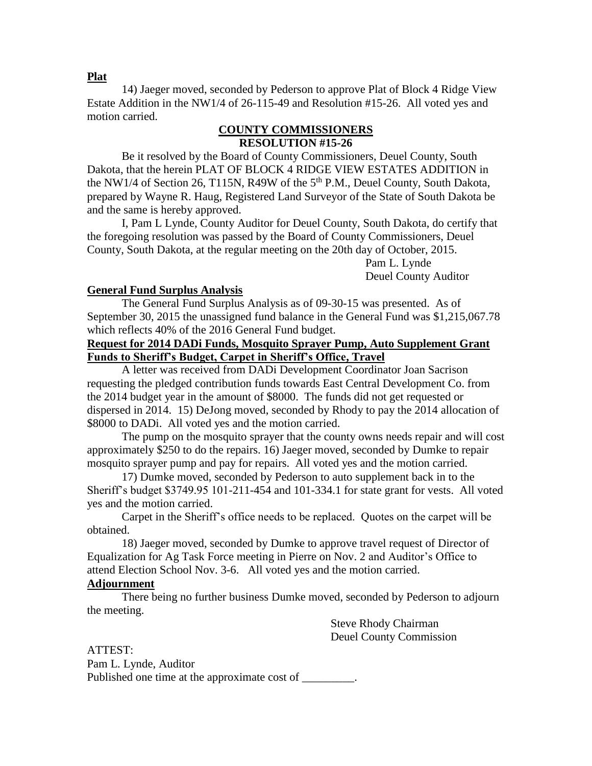**Plat**

14) Jaeger moved, seconded by Pederson to approve Plat of Block 4 Ridge View Estate Addition in the NW1/4 of 26-115-49 and Resolution #15-26. All voted yes and motion carried.

**COUNTY COMMISSIONERS**
**RESOLUTION #15-26**

Be it resolved by the Board of County Commissioners, Deuel County, South Dakota, that the herein PLAT OF BLOCK 4 RIDGE VIEW ESTATES ADDITION in the NW1/4 of Section 26, T115N, R49W of the 5th P.M., Deuel County, South Dakota, prepared by Wayne R. Haug, Registered Land Surveyor of the State of South Dakota be and the same is hereby approved.

I, Pam L Lynde, County Auditor for Deuel County, South Dakota, do certify that the foregoing resolution was passed by the Board of County Commissioners, Deuel County, South Dakota, at the regular meeting on the 20th day of October, 2015.

Pam L. Lynde
Deuel County Auditor

**General Fund Surplus Analysis**

The General Fund Surplus Analysis as of 09-30-15 was presented. As of September 30, 2015 the unassigned fund balance in the General Fund was $1,215,067.78 which reflects 40% of the 2016 General Fund budget.

**Request for 2014 DADi Funds, Mosquito Sprayer Pump, Auto Supplement Grant Funds to Sheriff's Budget, Carpet in Sheriff's Office, Travel**

A letter was received from DADi Development Coordinator Joan Sacrison requesting the pledged contribution funds towards East Central Development Co. from the 2014 budget year in the amount of $8000. The funds did not get requested or dispersed in 2014. 15) DeJong moved, seconded by Rhody to pay the 2014 allocation of $8000 to DADi. All voted yes and the motion carried.

The pump on the mosquito sprayer that the county owns needs repair and will cost approximately $250 to do the repairs. 16) Jaeger moved, seconded by Dumke to repair mosquito sprayer pump and pay for repairs. All voted yes and the motion carried.

17) Dumke moved, seconded by Pederson to auto supplement back in to the Sheriff's budget $3749.95 101-211-454 and 101-334.1 for state grant for vests. All voted yes and the motion carried.

Carpet in the Sheriff's office needs to be replaced. Quotes on the carpet will be obtained.

18) Jaeger moved, seconded by Dumke to approve travel request of Director of Equalization for Ag Task Force meeting in Pierre on Nov. 2 and Auditor's Office to attend Election School Nov. 3-6. All voted yes and the motion carried.

**Adjournment**

There being no further business Dumke moved, seconded by Pederson to adjourn the meeting.

Steve Rhody Chairman
Deuel County Commission

ATTEST:
Pam L. Lynde, Auditor
Published one time at the approximate cost of _________.